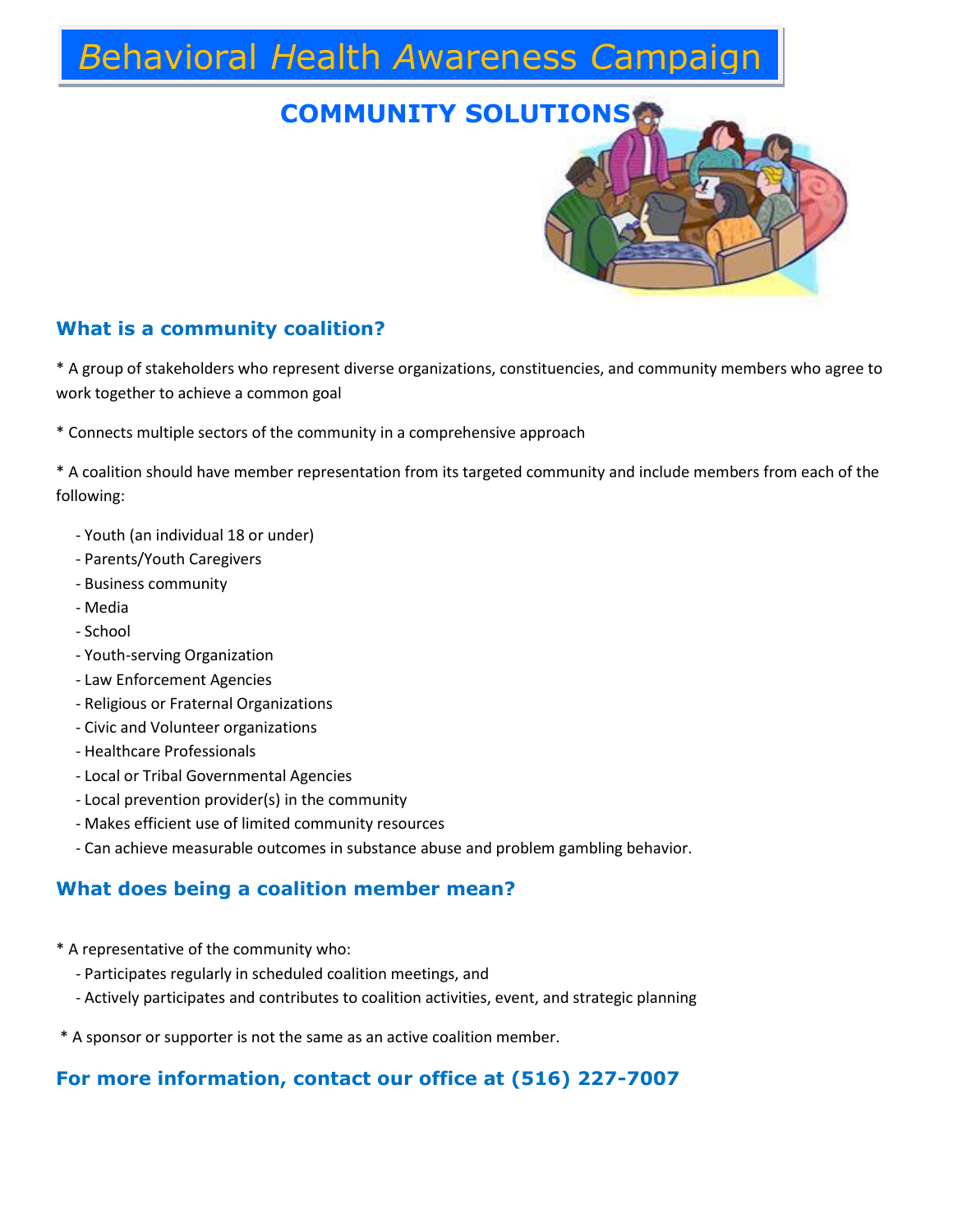# Behavioral Health Awareness Campaign

## COMMUNITY SOLUTIONS

### What is a community coalition?

* A group of stakeholders who represent diverse organizations, constituencies, and community members who agree to work together to achieve a common goal

* Connects multiple sectors of the community in a comprehensive approach

* A coalition should have member representation from its targeted community and include members from each of the following:

- Youth (an individual 18 or under)
- Parents/Youth Caregivers
- Business community
- Media
- School
- Youth-serving Organization
- Law Enforcement Agencies
- Religious or Fraternal Organizations
- Civic and Volunteer organizations
- Healthcare Professionals
- Local or Tribal Governmental Agencies
- Local prevention provider(s) in the community
- Makes efficient use of limited community resources
- Can achieve measurable outcomes in substance abuse and problem gambling behavior.

### What does being a coalition member mean?

* A representative of the community who:
  - Participates regularly in scheduled coalition meetings, and
  - Actively participates and contributes to coalition activities, event, and strategic planning

* A sponsor or supporter is not the same as an active coalition member.

### For more information, contact our office at (516) 227-7007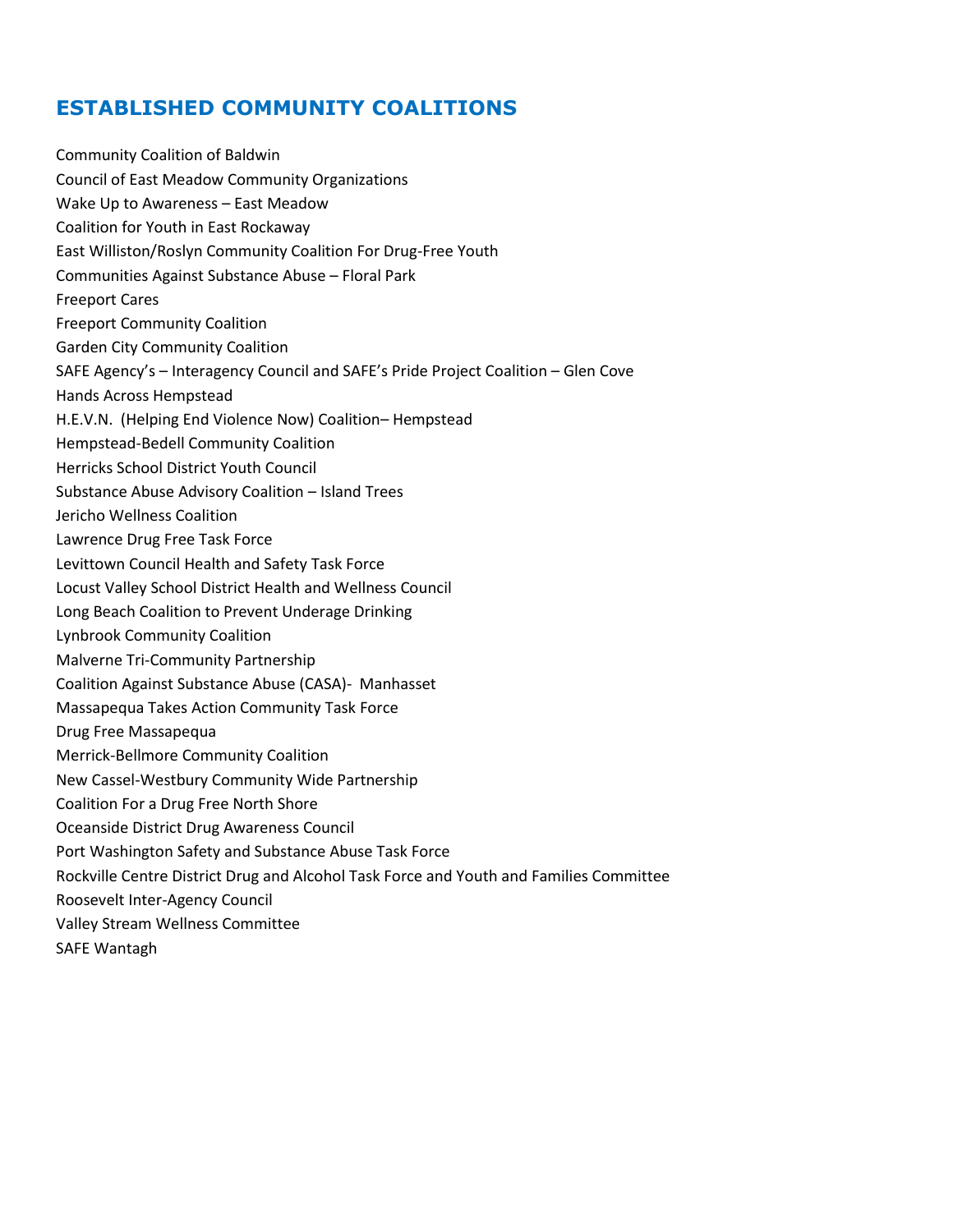## ESTABLISHED COMMUNITY COALITIONS

Community Coalition of Baldwin
Council of East Meadow Community Organizations
Wake Up to Awareness – East Meadow
Coalition for Youth in East Rockaway
East Williston/Roslyn Community Coalition For Drug-Free Youth
Communities Against Substance Abuse – Floral Park
Freeport Cares
Freeport Community Coalition
Garden City Community Coalition
SAFE Agency's – Interagency Council and SAFE's Pride Project Coalition – Glen Cove
Hands Across Hempstead
H.E.V.N. (Helping End Violence Now) Coalition– Hempstead
Hempstead-Bedell Community Coalition
Herricks School District Youth Council
Substance Abuse Advisory Coalition – Island Trees
Jericho Wellness Coalition
Lawrence Drug Free Task Force
Levittown Council Health and Safety Task Force
Locust Valley School District Health and Wellness Council
Long Beach Coalition to Prevent Underage Drinking
Lynbrook Community Coalition
Malverne Tri-Community Partnership
Coalition Against Substance Abuse (CASA)- Manhasset
Massapequa Takes Action Community Task Force
Drug Free Massapequa
Merrick-Bellmore Community Coalition
New Cassel-Westbury Community Wide Partnership
Coalition For a Drug Free North Shore
Oceanside District Drug Awareness Council
Port Washington Safety and Substance Abuse Task Force
Rockville Centre District Drug and Alcohol Task Force and Youth and Families Committee
Roosevelt Inter-Agency Council
Valley Stream Wellness Committee
SAFE Wantagh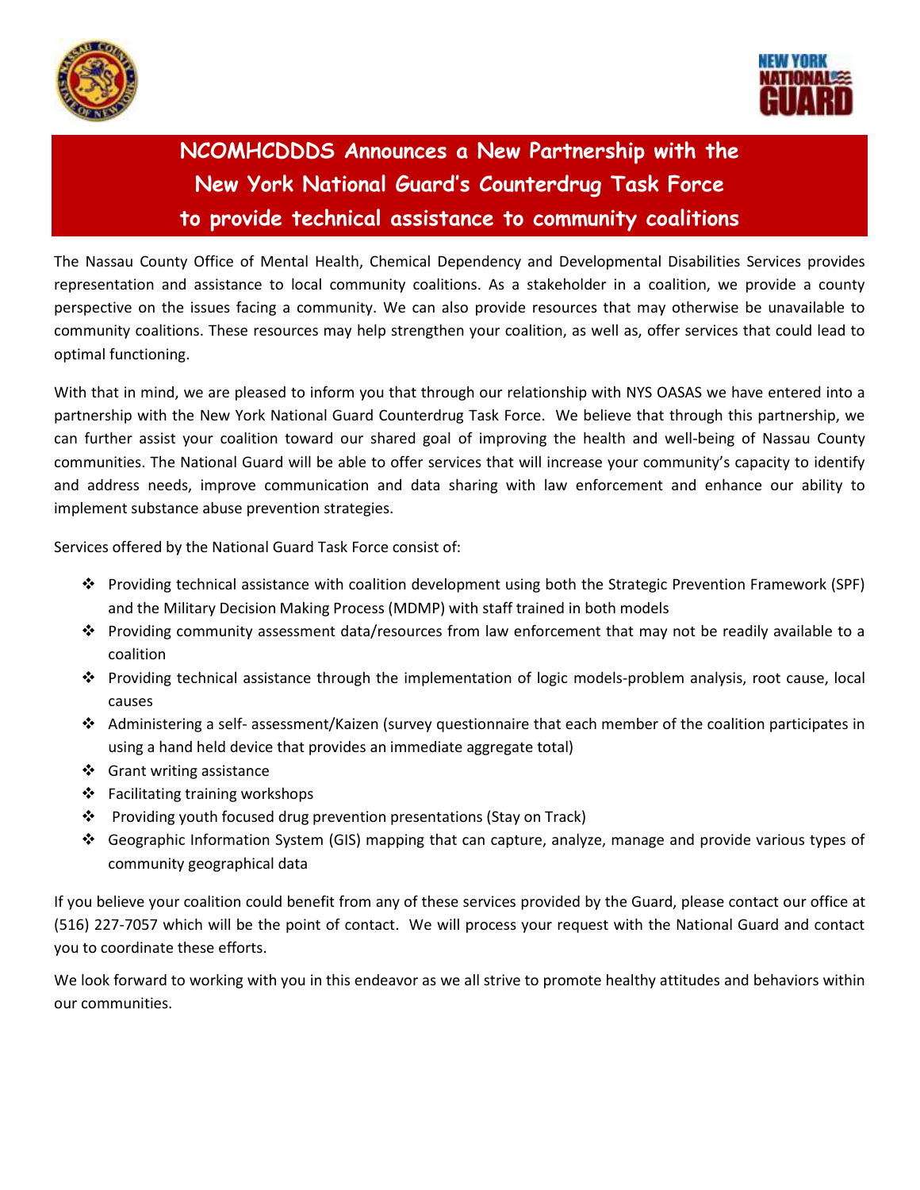# NCOMHCDDDS Announces a New Partnership with the New York National Guard's Counterdrug Task Force to provide technical assistance to community coalitions

The Nassau County Office of Mental Health, Chemical Dependency and Developmental Disabilities Services provides representation and assistance to local community coalitions. As a stakeholder in a coalition, we provide a county perspective on the issues facing a community. We can also provide resources that may otherwise be unavailable to community coalitions. These resources may help strengthen your coalition, as well as, offer services that could lead to optimal functioning.

With that in mind, we are pleased to inform you that through our relationship with NYS OASAS we have entered into a partnership with the New York National Guard Counterdrug Task Force. We believe that through this partnership, we can further assist your coalition toward our shared goal of improving the health and well-being of Nassau County communities. The National Guard will be able to offer services that will increase your community's capacity to identify and address needs, improve communication and data sharing with law enforcement and enhance our ability to implement substance abuse prevention strategies.

Services offered by the National Guard Task Force consist of:

- Providing technical assistance with coalition development using both the Strategic Prevention Framework (SPF) and the Military Decision Making Process (MDMP) with staff trained in both models
- Providing community assessment data/resources from law enforcement that may not be readily available to a coalition
- Providing technical assistance through the implementation of logic models-problem analysis, root cause, local causes
- Administering a self- assessment/Kaizen (survey questionnaire that each member of the coalition participates in using a hand held device that provides an immediate aggregate total)
- Grant writing assistance
- Facilitating training workshops
- Providing youth focused drug prevention presentations (Stay on Track)
- Geographic Information System (GIS) mapping that can capture, analyze, manage and provide various types of community geographical data

If you believe your coalition could benefit from any of these services provided by the Guard, please contact our office at (516) 227-7057 which will be the point of contact. We will process your request with the National Guard and contact you to coordinate these efforts.

We look forward to working with you in this endeavor as we all strive to promote healthy attitudes and behaviors within our communities.